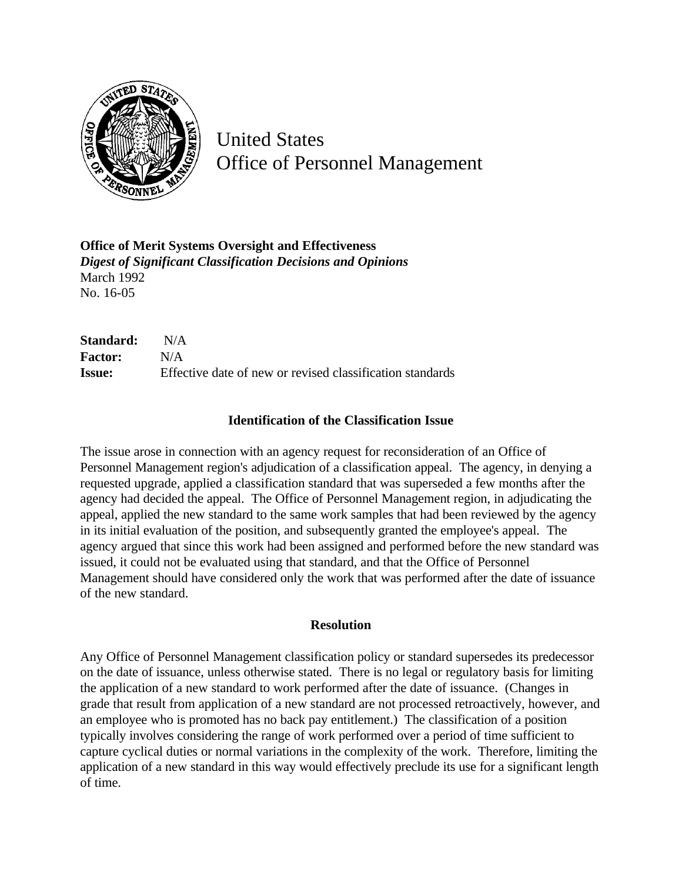United States
Office of Personnel Management

**Office of Merit Systems Oversight and Effectiveness**
***Digest of Significant Classification Decisions and Opinions***
March 1992
No. 16-05

**Standard:** N/A
**Factor:** N/A
**Issue:** Effective date of new or revised classification standards

### Identification of the Classification Issue

The issue arose in connection with an agency request for reconsideration of an Office of Personnel Management region's adjudication of a classification appeal. The agency, in denying a requested upgrade, applied a classification standard that was superseded a few months after the agency had decided the appeal. The Office of Personnel Management region, in adjudicating the appeal, applied the new standard to the same work samples that had been reviewed by the agency in its initial evaluation of the position, and subsequently granted the employee's appeal. The agency argued that since this work had been assigned and performed before the new standard was issued, it could not be evaluated using that standard, and that the Office of Personnel Management should have considered only the work that was performed after the date of issuance of the new standard.

### Resolution

Any Office of Personnel Management classification policy or standard supersedes its predecessor on the date of issuance, unless otherwise stated. There is no legal or regulatory basis for limiting the application of a new standard to work performed after the date of issuance. (Changes in grade that result from application of a new standard are not processed retroactively, however, and an employee who is promoted has no back pay entitlement.) The classification of a position typically involves considering the range of work performed over a period of time sufficient to capture cyclical duties or normal variations in the complexity of the work. Therefore, limiting the application of a new standard in this way would effectively preclude its use for a significant length of time.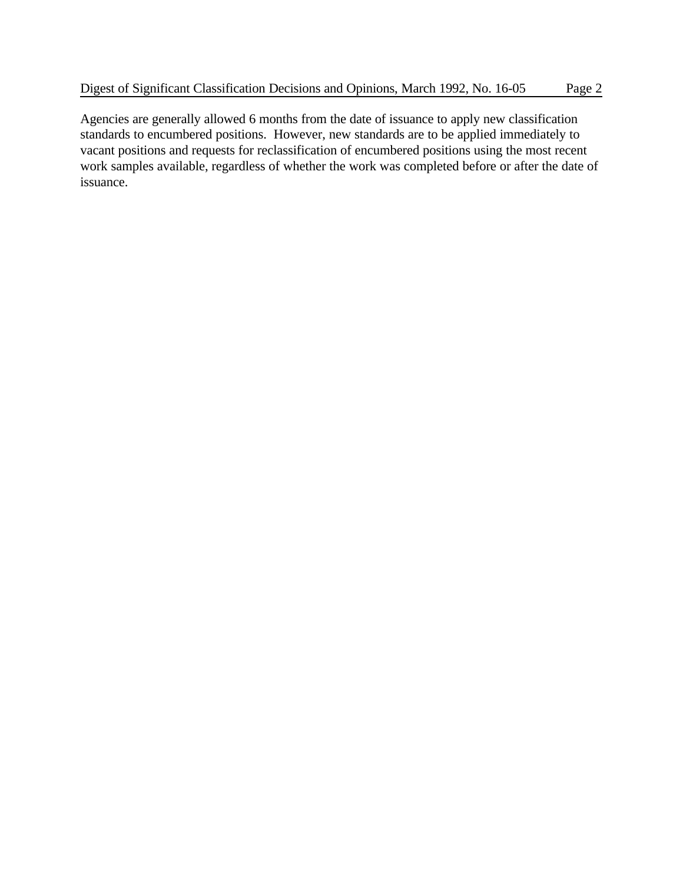Agencies are generally allowed 6 months from the date of issuance to apply new classification standards to encumbered positions. However, new standards are to be applied immediately to vacant positions and requests for reclassification of encumbered positions using the most recent work samples available, regardless of whether the work was completed before or after the date of issuance.